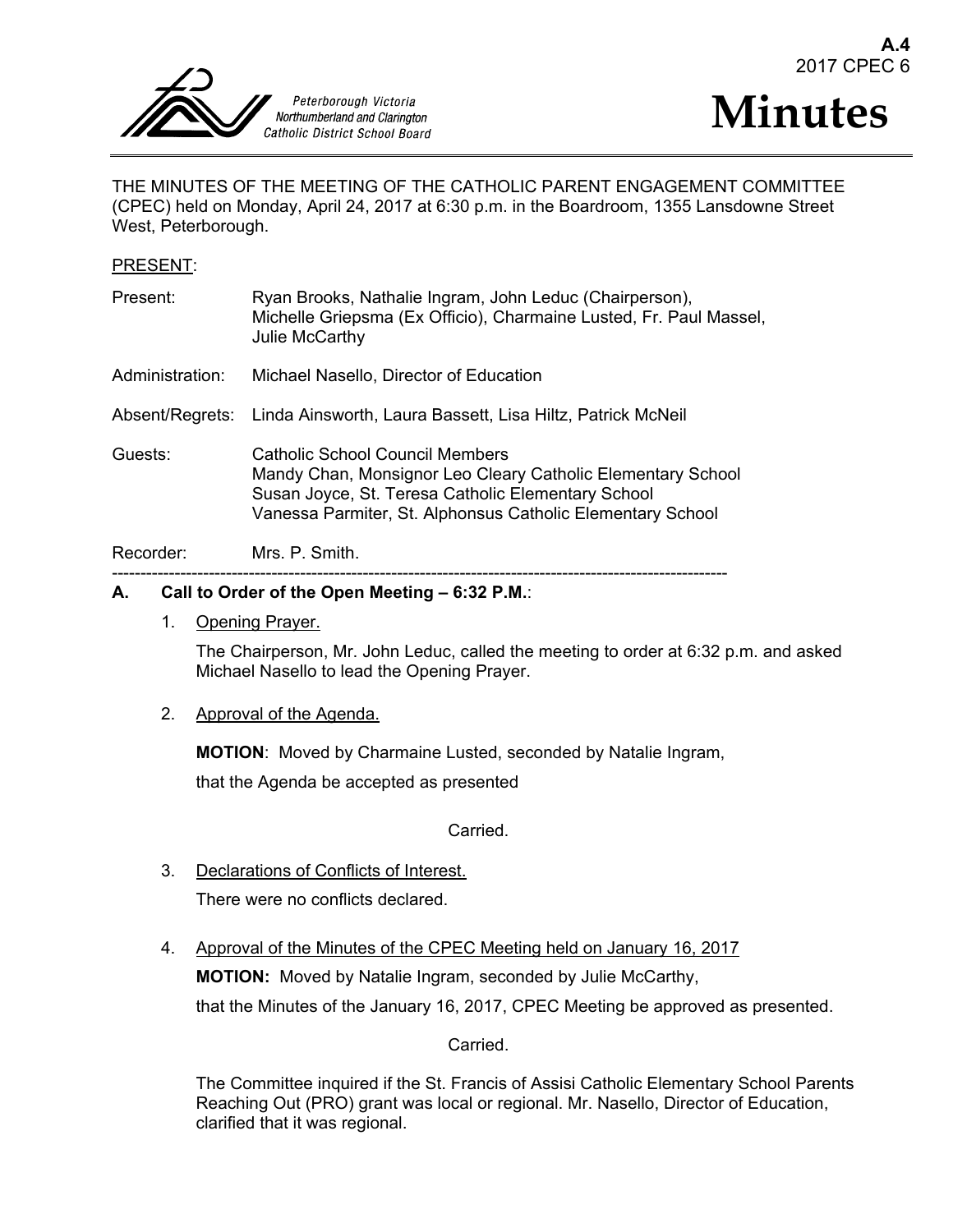A.4
2017 CPEC 6

Peterborough Victoria
Northumberland and Clarington
Catholic District School Board

# Minutes

THE MINUTES OF THE MEETING OF THE CATHOLIC PARENT ENGAGEMENT COMMITTEE (CPEC) held on Monday, April 24, 2017 at 6:30 p.m. in the Boardroom, 1355 Lansdowne Street West, Peterborough.

PRESENT:

| | |
|---|---|
| Present: | Ryan Brooks, Nathalie Ingram, John Leduc (Chairperson), Michelle Griepsma (Ex Officio), Charmaine Lusted, Fr. Paul Massel, Julie McCarthy |
| Administration: | Michael Nasello, Director of Education |
| Absent/Regrets: | Linda Ainsworth, Laura Bassett, Lisa Hiltz, Patrick McNeil |
| Guests: | Catholic School Council Members<br>Mandy Chan, Monsignor Leo Cleary Catholic Elementary School<br>Susan Joyce, St. Teresa Catholic Elementary School<br>Vanessa Parmiter, St. Alphonsus Catholic Elementary School |
| Recorder: | Mrs. P. Smith. |

---

## A. Call to Order of the Open Meeting – 6:32 P.M.:

1. Opening Prayer.

   The Chairperson, Mr. John Leduc, called the meeting to order at 6:32 p.m. and asked Michael Nasello to lead the Opening Prayer.

2. Approval of the Agenda.

   **MOTION**: Moved by Charmaine Lusted, seconded by Natalie Ingram,

   that the Agenda be accepted as presented

   Carried.

3. Declarations of Conflicts of Interest.

   There were no conflicts declared.

4. Approval of the Minutes of the CPEC Meeting held on January 16, 2017

   **MOTION:** Moved by Natalie Ingram, seconded by Julie McCarthy,

   that the Minutes of the January 16, 2017, CPEC Meeting be approved as presented.

   Carried.

   The Committee inquired if the St. Francis of Assisi Catholic Elementary School Parents Reaching Out (PRO) grant was local or regional. Mr. Nasello, Director of Education, clarified that it was regional.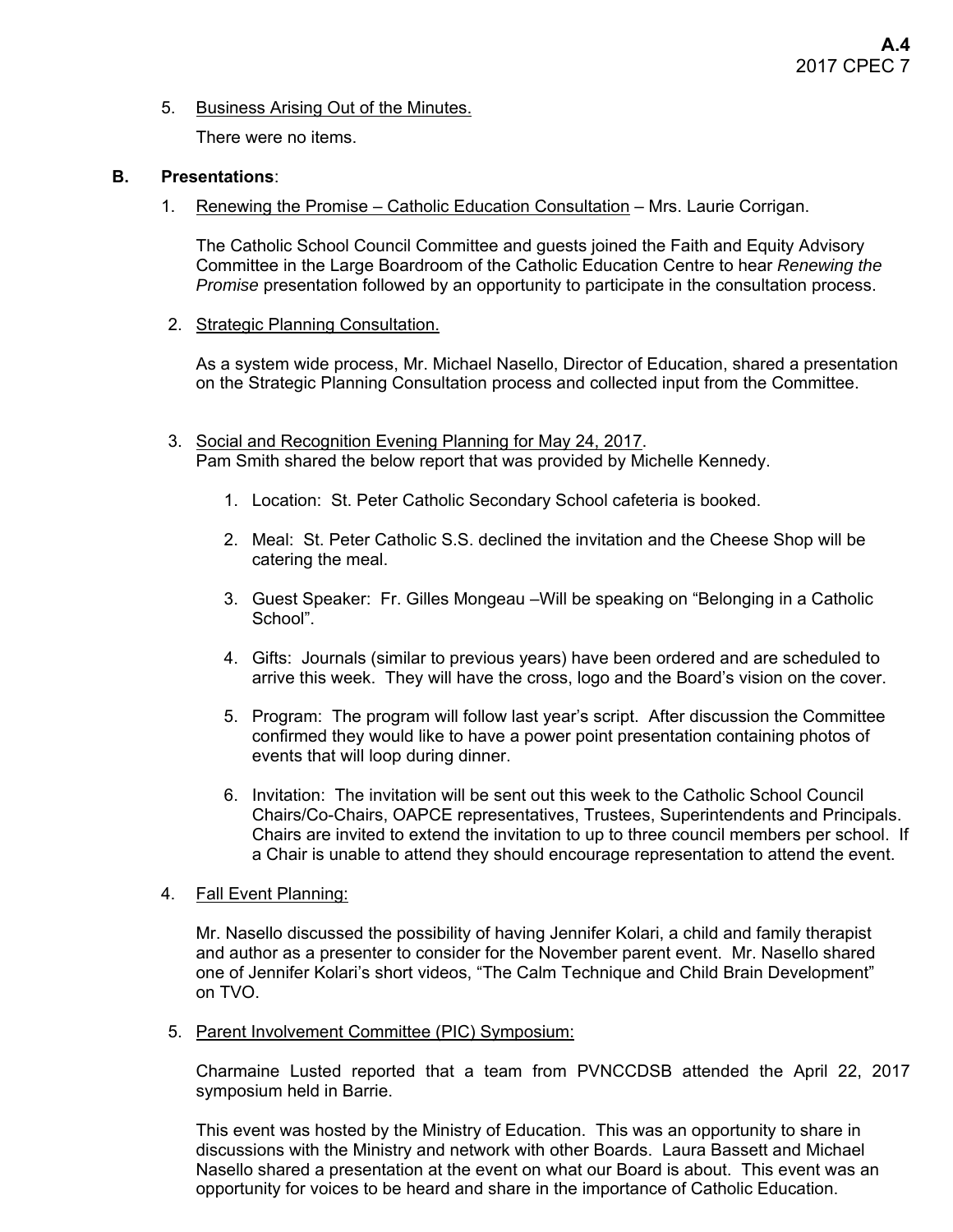5. Business Arising Out of the Minutes.

   There were no items.

**B. Presentations**:

1. Renewing the Promise – Catholic Education Consultation – Mrs. Laurie Corrigan.

   The Catholic School Council Committee and guests joined the Faith and Equity Advisory Committee in the Large Boardroom of the Catholic Education Centre to hear *Renewing the Promise* presentation followed by an opportunity to participate in the consultation process.

2. Strategic Planning Consultation.

   As a system wide process, Mr. Michael Nasello, Director of Education, shared a presentation on the Strategic Planning Consultation process and collected input from the Committee.

3. Social and Recognition Evening Planning for May 24, 2017.
   Pam Smith shared the below report that was provided by Michelle Kennedy.

   1. Location: St. Peter Catholic Secondary School cafeteria is booked.
   2. Meal: St. Peter Catholic S.S. declined the invitation and the Cheese Shop will be catering the meal.
   3. Guest Speaker: Fr. Gilles Mongeau –Will be speaking on "Belonging in a Catholic School".
   4. Gifts: Journals (similar to previous years) have been ordered and are scheduled to arrive this week. They will have the cross, logo and the Board's vision on the cover.
   5. Program: The program will follow last year's script. After discussion the Committee confirmed they would like to have a power point presentation containing photos of events that will loop during dinner.
   6. Invitation: The invitation will be sent out this week to the Catholic School Council Chairs/Co-Chairs, OAPCE representatives, Trustees, Superintendents and Principals. Chairs are invited to extend the invitation to up to three council members per school. If a Chair is unable to attend they should encourage representation to attend the event.

4. Fall Event Planning:

   Mr. Nasello discussed the possibility of having Jennifer Kolari, a child and family therapist and author as a presenter to consider for the November parent event. Mr. Nasello shared one of Jennifer Kolari's short videos, "The Calm Technique and Child Brain Development" on TVO.

5. Parent Involvement Committee (PIC) Symposium:

   Charmaine Lusted reported that a team from PVNCCDSB attended the April 22, 2017 symposium held in Barrie.

   This event was hosted by the Ministry of Education. This was an opportunity to share in discussions with the Ministry and network with other Boards. Laura Bassett and Michael Nasello shared a presentation at the event on what our Board is about. This event was an opportunity for voices to be heard and share in the importance of Catholic Education.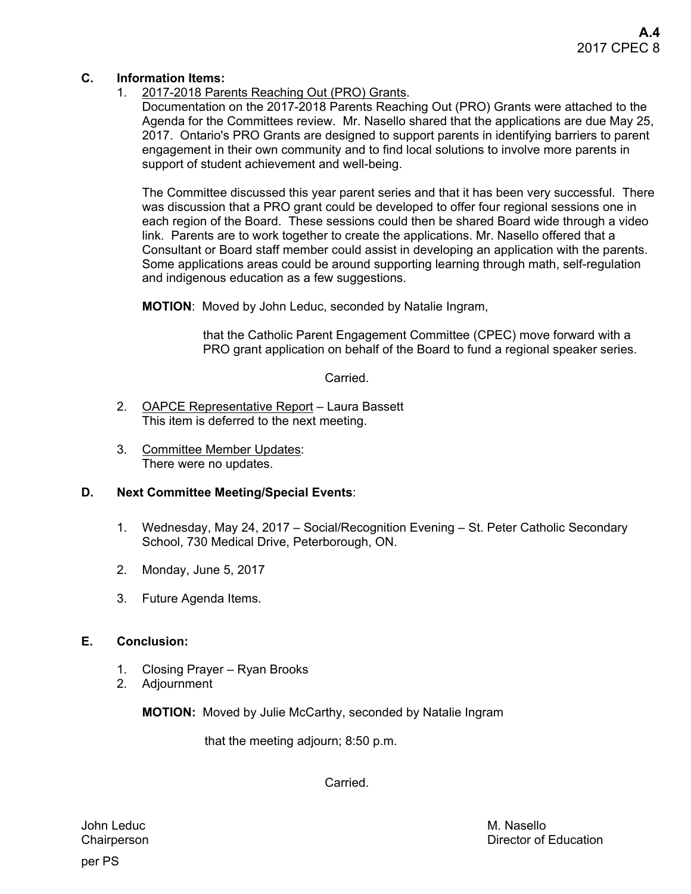**A.4**
2017 CPEC 8

**C. Information Items:**

1. 2017-2018 Parents Reaching Out (PRO) Grants.
   Documentation on the 2017-2018 Parents Reaching Out (PRO) Grants were attached to the Agenda for the Committees review. Mr. Nasello shared that the applications are due May 25, 2017. Ontario's PRO Grants are designed to support parents in identifying barriers to parent engagement in their own community and to find local solutions to involve more parents in support of student achievement and well-being.

   The Committee discussed this year parent series and that it has been very successful. There was discussion that a PRO grant could be developed to offer four regional sessions one in each region of the Board. These sessions could then be shared Board wide through a video link. Parents are to work together to create the applications. Mr. Nasello offered that a Consultant or Board staff member could assist in developing an application with the parents. Some applications areas could be around supporting learning through math, self-regulation and indigenous education as a few suggestions.

   **MOTION**: Moved by John Leduc, seconded by Natalie Ingram,

   > that the Catholic Parent Engagement Committee (CPEC) move forward with a PRO grant application on behalf of the Board to fund a regional speaker series.

   Carried.

2. OAPCE Representative Report – Laura Bassett
   This item is deferred to the next meeting.

3. Committee Member Updates:
   There were no updates.

**D. Next Committee Meeting/Special Events**:

1. Wednesday, May 24, 2017 – Social/Recognition Evening – St. Peter Catholic Secondary School, 730 Medical Drive, Peterborough, ON.

2. Monday, June 5, 2017

3. Future Agenda Items.

**E. Conclusion:**

1. Closing Prayer – Ryan Brooks
2. Adjournment

   **MOTION:** Moved by Julie McCarthy, seconded by Natalie Ingram

   > that the meeting adjourn; 8:50 p.m.

   Carried.

John Leduc
Chairperson

M. Nasello
Director of Education

per PS